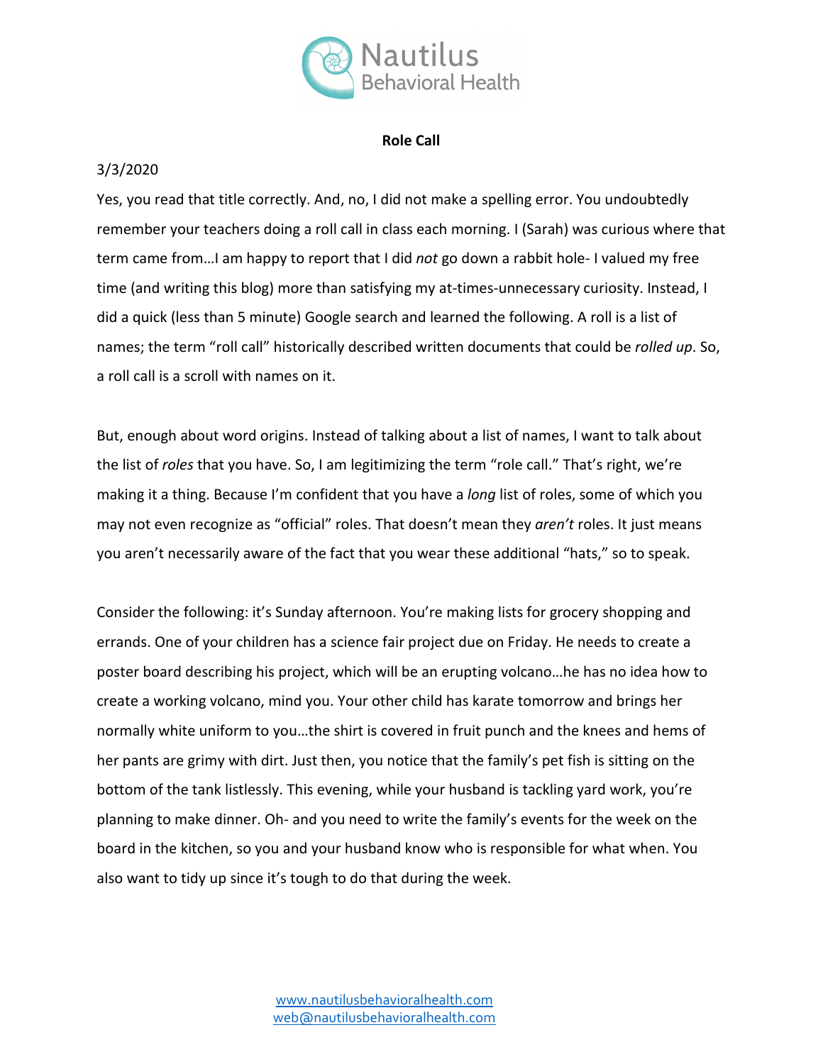# Role Call

3/3/2020

Yes, you read that title correctly. And, no, I did not make a spelling error. You undoubtedly remember your teachers doing a roll call in class each morning. I (Sarah) was curious where that term came from…I am happy to report that I did *not* go down a rabbit hole- I valued my free time (and writing this blog) more than satisfying my at-times-unnecessary curiosity. Instead, I did a quick (less than 5 minute) Google search and learned the following. A roll is a list of names; the term "roll call" historically described written documents that could be *rolled up*. So, a roll call is a scroll with names on it.

But, enough about word origins. Instead of talking about a list of names, I want to talk about the list of *roles* that you have. So, I am legitimizing the term "role call." That's right, we're making it a thing. Because I'm confident that you have a *long* list of roles, some of which you may not even recognize as "official" roles. That doesn't mean they *aren't* roles. It just means you aren't necessarily aware of the fact that you wear these additional "hats," so to speak.

Consider the following: it's Sunday afternoon. You're making lists for grocery shopping and errands. One of your children has a science fair project due on Friday. He needs to create a poster board describing his project, which will be an erupting volcano…he has no idea how to create a working volcano, mind you. Your other child has karate tomorrow and brings her normally white uniform to you…the shirt is covered in fruit punch and the knees and hems of her pants are grimy with dirt. Just then, you notice that the family's pet fish is sitting on the bottom of the tank listlessly. This evening, while your husband is tackling yard work, you're planning to make dinner. Oh- and you need to write the family's events for the week on the board in the kitchen, so you and your husband know who is responsible for what when. You also want to tidy up since it's tough to do that during the week.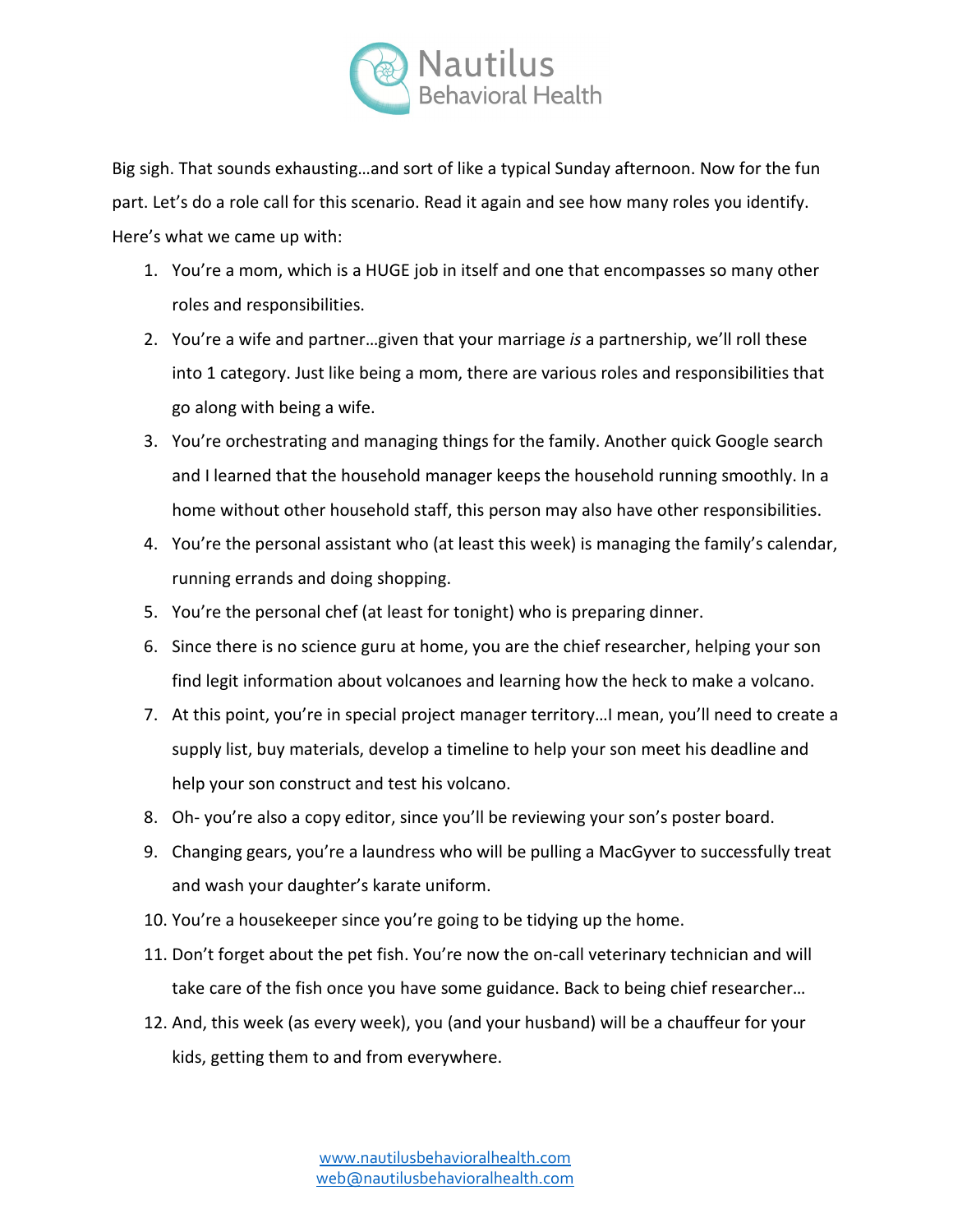Big sigh. That sounds exhausting…and sort of like a typical Sunday afternoon. Now for the fun part. Let's do a role call for this scenario. Read it again and see how many roles you identify. Here's what we came up with:

1. You're a mom, which is a HUGE job in itself and one that encompasses so many other roles and responsibilities.
2. You're a wife and partner…given that your marriage *is* a partnership, we'll roll these into 1 category. Just like being a mom, there are various roles and responsibilities that go along with being a wife.
3. You're orchestrating and managing things for the family. Another quick Google search and I learned that the household manager keeps the household running smoothly. In a home without other household staff, this person may also have other responsibilities.
4. You're the personal assistant who (at least this week) is managing the family's calendar, running errands and doing shopping.
5. You're the personal chef (at least for tonight) who is preparing dinner.
6. Since there is no science guru at home, you are the chief researcher, helping your son find legit information about volcanoes and learning how the heck to make a volcano.
7. At this point, you're in special project manager territory…I mean, you'll need to create a supply list, buy materials, develop a timeline to help your son meet his deadline and help your son construct and test his volcano.
8. Oh- you're also a copy editor, since you'll be reviewing your son's poster board.
9. Changing gears, you're a laundress who will be pulling a MacGyver to successfully treat and wash your daughter's karate uniform.
10. You're a housekeeper since you're going to be tidying up the home.
11. Don't forget about the pet fish. You're now the on-call veterinary technician and will take care of the fish once you have some guidance. Back to being chief researcher…
12. And, this week (as every week), you (and your husband) will be a chauffeur for your kids, getting them to and from everywhere.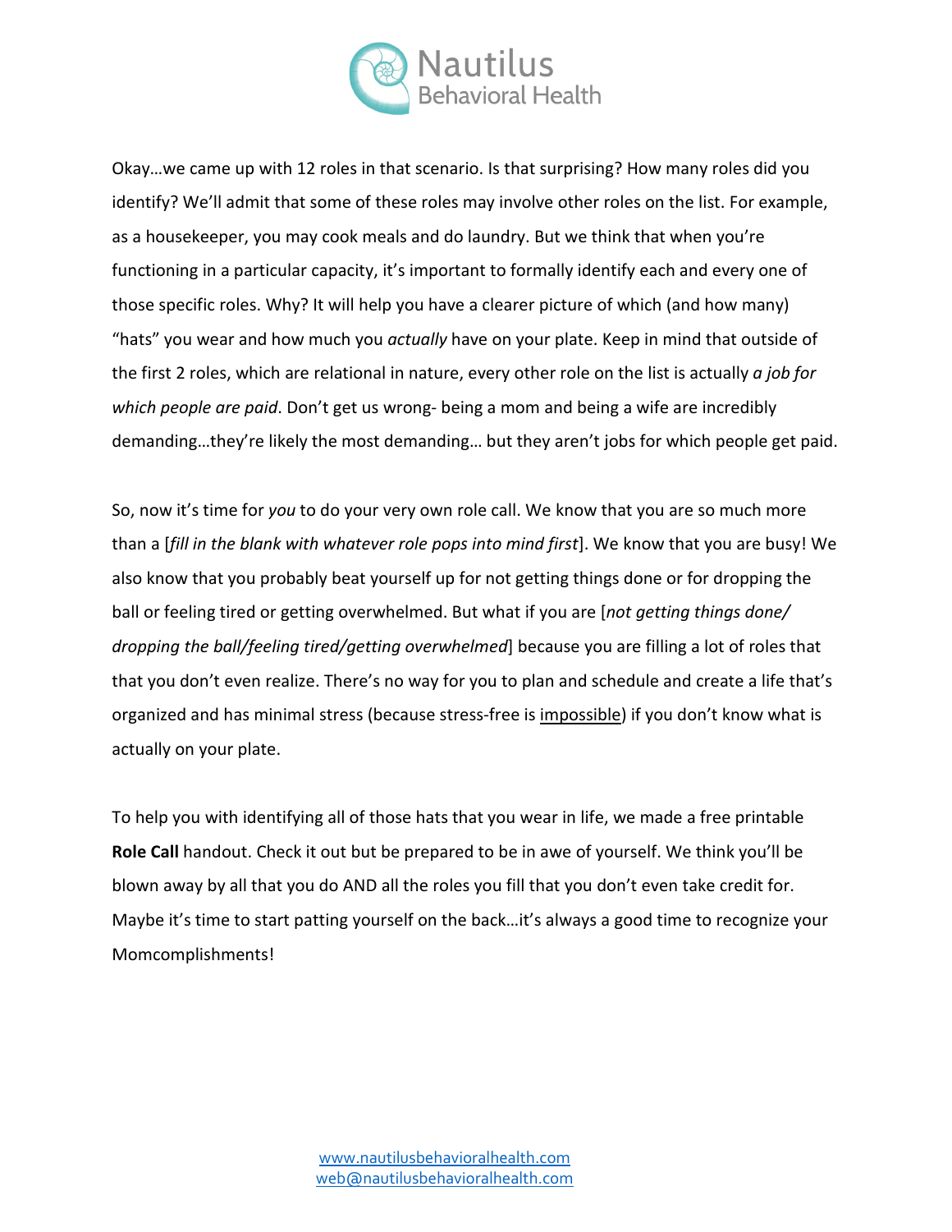Okay…we came up with 12 roles in that scenario. Is that surprising? How many roles did you identify? We'll admit that some of these roles may involve other roles on the list. For example, as a housekeeper, you may cook meals and do laundry. But we think that when you're functioning in a particular capacity, it's important to formally identify each and every one of those specific roles. Why? It will help you have a clearer picture of which (and how many) "hats" you wear and how much you *actually* have on your plate. Keep in mind that outside of the first 2 roles, which are relational in nature, every other role on the list is actually *a job for which people are paid*. Don't get us wrong- being a mom and being a wife are incredibly demanding…they're likely the most demanding… but they aren't jobs for which people get paid.

So, now it's time for *you* to do your very own role call. We know that you are so much more than a [*fill in the blank with whatever role pops into mind first*]. We know that you are busy! We also know that you probably beat yourself up for not getting things done or for dropping the ball or feeling tired or getting overwhelmed. But what if you are [*not getting things done/ dropping the ball/feeling tired/getting overwhelmed*] because you are filling a lot of roles that that you don't even realize. There's no way for you to plan and schedule and create a life that's organized and has minimal stress (because stress-free is <u>impossible</u>) if you don't know what is actually on your plate.

To help you with identifying all of those hats that you wear in life, we made a free printable **Role Call** handout. Check it out but be prepared to be in awe of yourself. We think you'll be blown away by all that you do AND all the roles you fill that you don't even take credit for. Maybe it's time to start patting yourself on the back…it's always a good time to recognize your Momcomplishments!